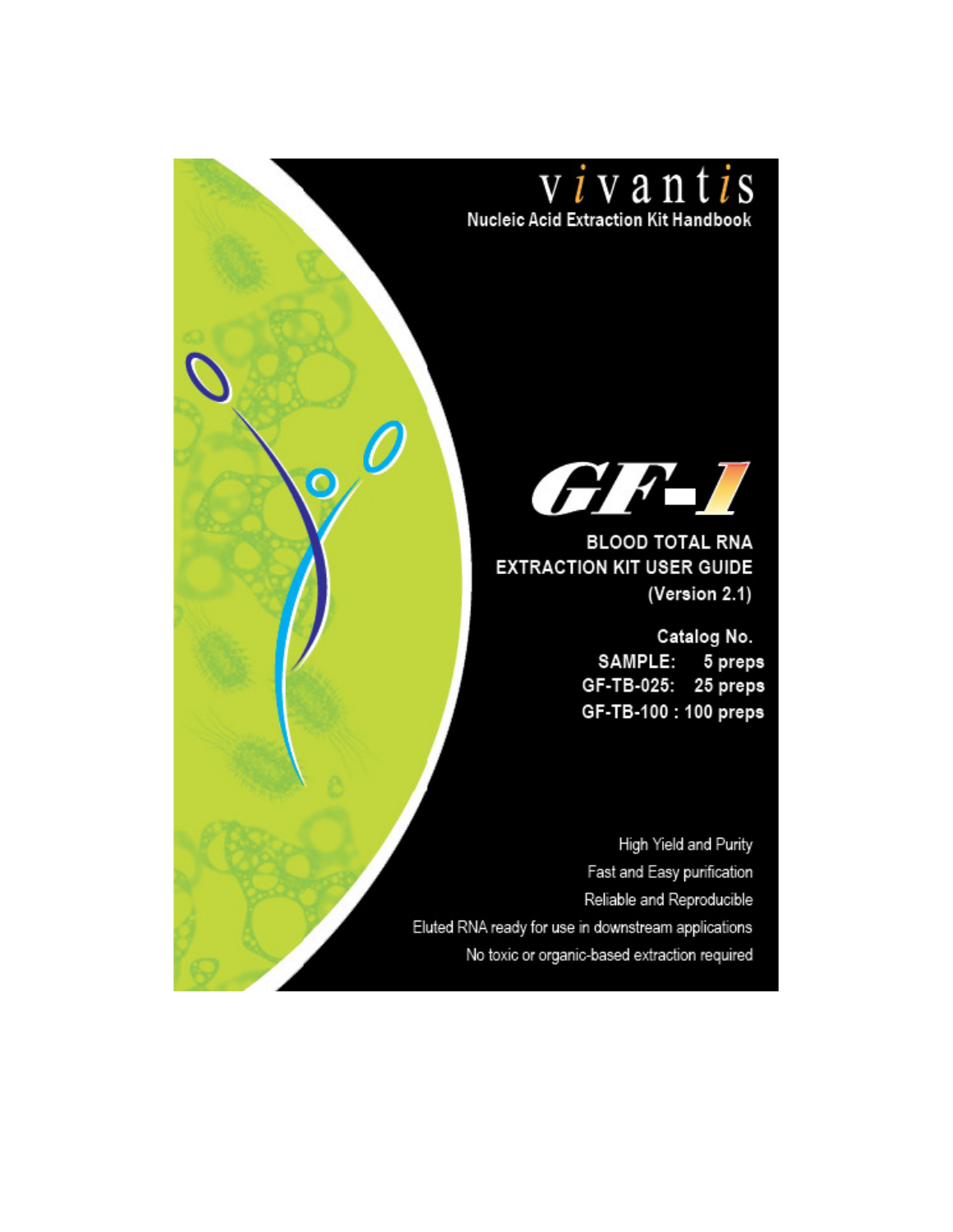vivantis

Nucleic Acid Extraction Kit Handbook

# GF-1

## BLOOD TOTAL RNA EXTRACTION KIT USER GUIDE
(Version 2.1)

**Catalog No.**

| | |
|---|---|
| SAMPLE: | 5 preps |
| GF-TB-025: | 25 preps |
| GF-TB-100 : | 100 preps |

High Yield and Purity

Fast and Easy purification

Reliable and Reproducible

Eluted RNA ready for use in downstream applications

No toxic or organic-based extraction required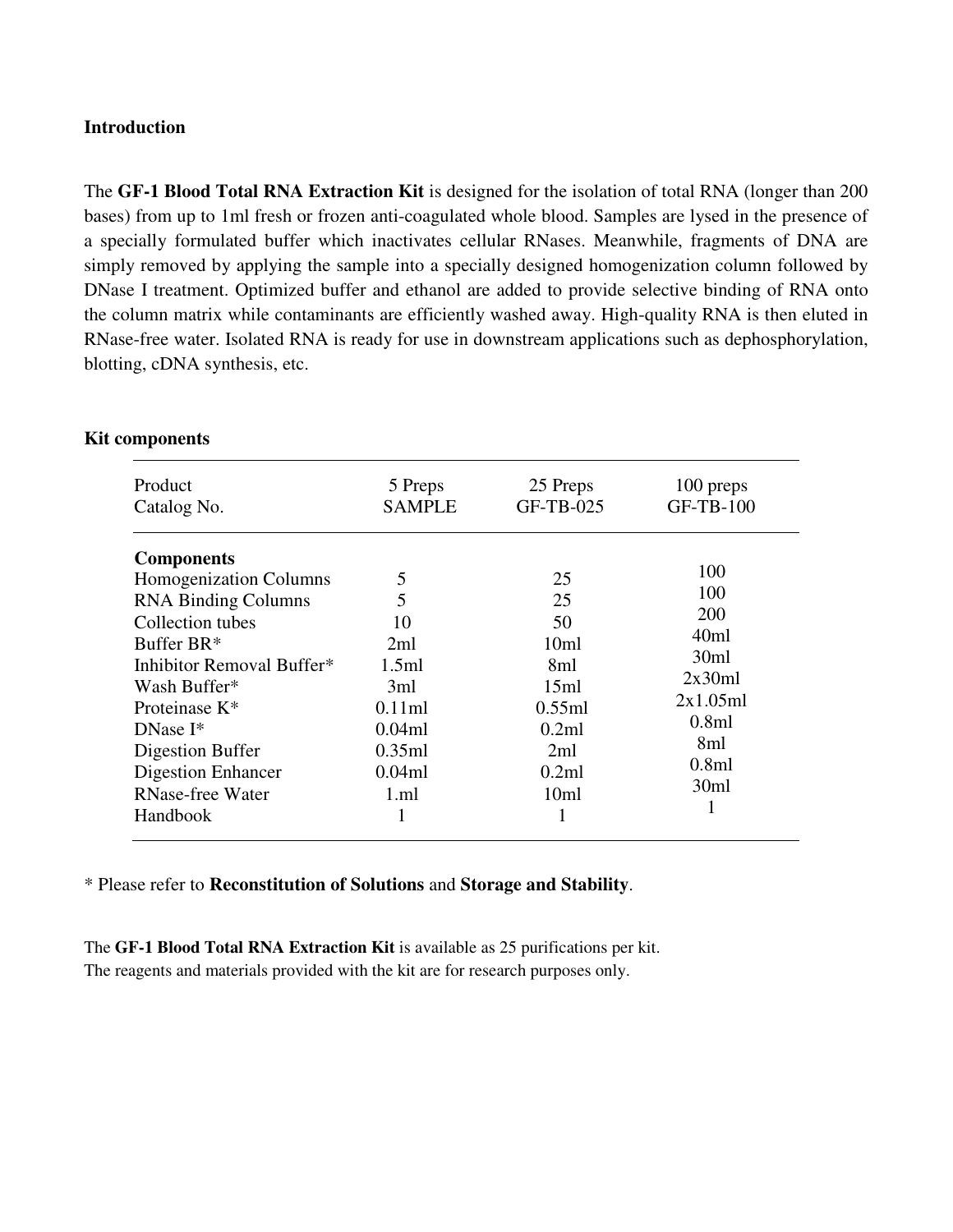## Introduction

The **GF-1 Blood Total RNA Extraction Kit** is designed for the isolation of total RNA (longer than 200 bases) from up to 1ml fresh or frozen anti-coagulated whole blood. Samples are lysed in the presence of a specially formulated buffer which inactivates cellular RNases. Meanwhile, fragments of DNA are simply removed by applying the sample into a specially designed homogenization column followed by DNase I treatment. Optimized buffer and ethanol are added to provide selective binding of RNA onto the column matrix while contaminants are efficiently washed away. High-quality RNA is then eluted in RNase-free water. Isolated RNA is ready for use in downstream applications such as dephosphorylation, blotting, cDNA synthesis, etc.

## Kit components

| Product<br>Catalog No. | 5 Preps<br>SAMPLE | 25 Preps<br>GF-TB-025 | 100 preps<br>GF-TB-100 |
|---|---|---|---|
| **Components** | | | |
| Homogenization Columns | 5 | 25 | 100 |
| RNA Binding Columns | 5 | 25 | 100 |
| Collection tubes | 10 | 50 | 200 |
| Buffer BR* | 2ml | 10ml | 40ml |
| Inhibitor Removal Buffer* | 1.5ml | 8ml | 30ml |
| Wash Buffer* | 3ml | 15ml | 2x30ml |
| Proteinase K* | 0.11ml | 0.55ml | 2x1.05ml |
| DNase I* | 0.04ml | 0.2ml | 0.8ml |
| Digestion Buffer | 0.35ml | 2ml | 8ml |
| Digestion Enhancer | 0.04ml | 0.2ml | 0.8ml |
| RNase-free Water | 1.ml | 10ml | 30ml |
| Handbook | 1 | 1 | 1 |

* Please refer to **Reconstitution of Solutions** and **Storage and Stability**.

The **GF-1 Blood Total RNA Extraction Kit** is available as 25 purifications per kit.
The reagents and materials provided with the kit are for research purposes only.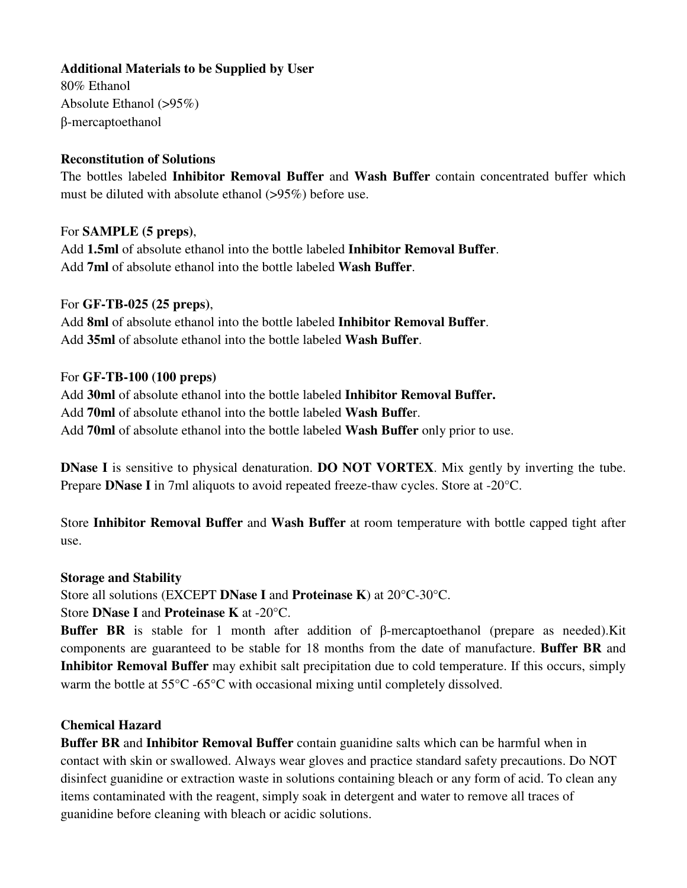**Additional Materials to be Supplied by User**
80% Ethanol
Absolute Ethanol (>95%)
β-mercaptoethanol

**Reconstitution of Solutions**
The bottles labeled **Inhibitor Removal Buffer** and **Wash Buffer** contain concentrated buffer which must be diluted with absolute ethanol (>95%) before use.

For **SAMPLE (5 preps)**,
Add **1.5ml** of absolute ethanol into the bottle labeled **Inhibitor Removal Buffer**.
Add **7ml** of absolute ethanol into the bottle labeled **Wash Buffer**.

For **GF-TB-025 (25 preps)**,
Add **8ml** of absolute ethanol into the bottle labeled **Inhibitor Removal Buffer**.
Add **35ml** of absolute ethanol into the bottle labeled **Wash Buffer**.

For **GF-TB-100 (100 preps)**
Add **30ml** of absolute ethanol into the bottle labeled **Inhibitor Removal Buffer.**
Add **70ml** of absolute ethanol into the bottle labeled **Wash Buffe**r.
Add **70ml** of absolute ethanol into the bottle labeled **Wash Buffer** only prior to use.

**DNase I** is sensitive to physical denaturation. **DO NOT VORTEX**. Mix gently by inverting the tube. Prepare **DNase I** in 7ml aliquots to avoid repeated freeze-thaw cycles. Store at -20°C.

Store **Inhibitor Removal Buffer** and **Wash Buffer** at room temperature with bottle capped tight after use.

**Storage and Stability**
Store all solutions (EXCEPT **DNase I** and **Proteinase K**) at 20°C-30°C.
Store **DNase I** and **Proteinase K** at -20°C.
**Buffer BR** is stable for 1 month after addition of β-mercaptoethanol (prepare as needed).Kit components are guaranteed to be stable for 18 months from the date of manufacture. **Buffer BR** and **Inhibitor Removal Buffer** may exhibit salt precipitation due to cold temperature. If this occurs, simply warm the bottle at 55°C -65°C with occasional mixing until completely dissolved.

**Chemical Hazard**
**Buffer BR** and **Inhibitor Removal Buffer** contain guanidine salts which can be harmful when in contact with skin or swallowed. Always wear gloves and practice standard safety precautions. Do NOT disinfect guanidine or extraction waste in solutions containing bleach or any form of acid. To clean any items contaminated with the reagent, simply soak in detergent and water to remove all traces of guanidine before cleaning with bleach or acidic solutions.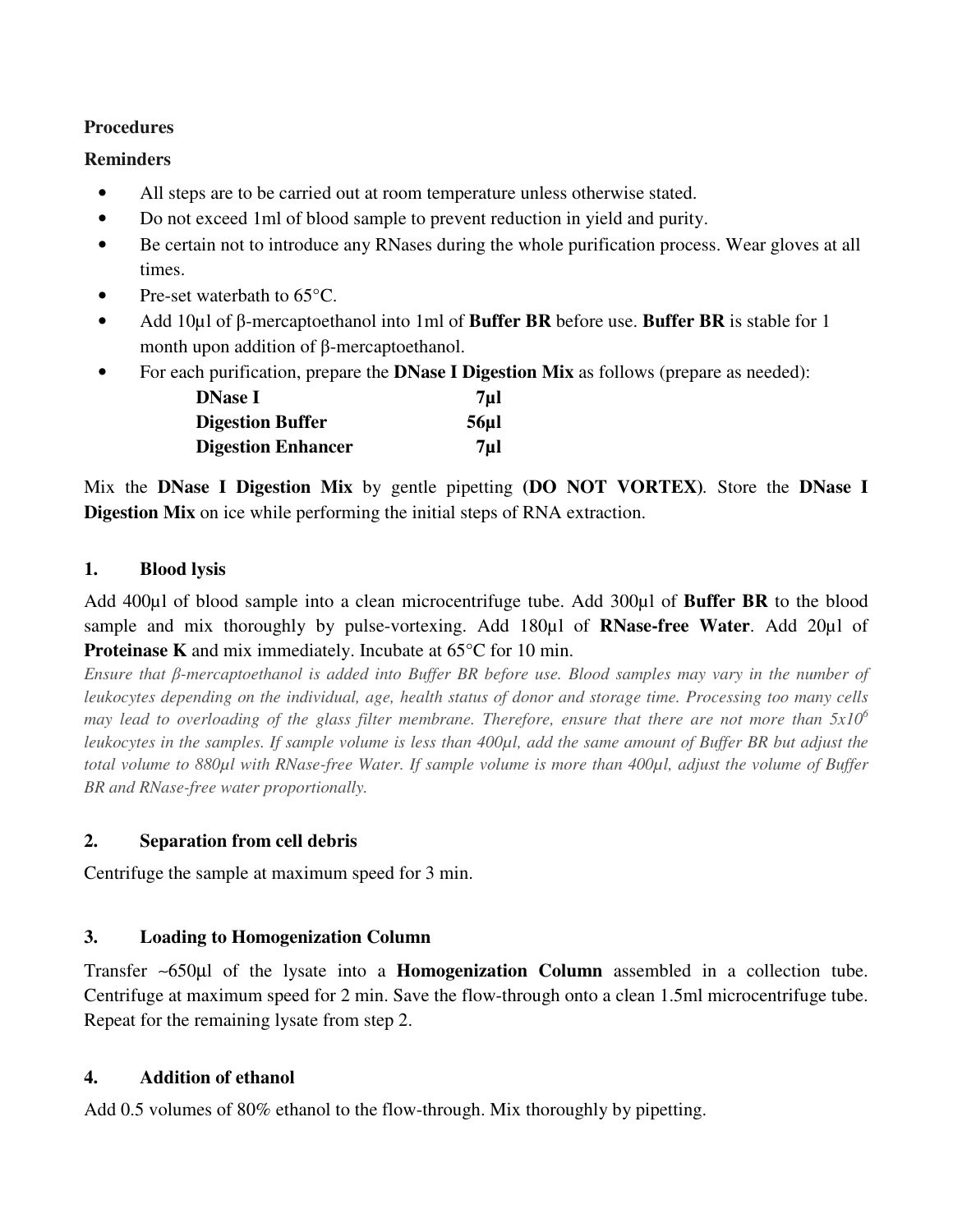**Procedures**

**Reminders**

- All steps are to be carried out at room temperature unless otherwise stated.
- Do not exceed 1ml of blood sample to prevent reduction in yield and purity.
- Be certain not to introduce any RNases during the whole purification process. Wear gloves at all times.
- Pre-set waterbath to 65°C.
- Add 10μl of β-mercaptoethanol into 1ml of **Buffer BR** before use. **Buffer BR** is stable for 1 month upon addition of β-mercaptoethanol.
- For each purification, prepare the **DNase I Digestion Mix** as follows (prepare as needed):

| | |
|---|---|
| **DNase I** | **7μl** |
| **Digestion Buffer** | **56μl** |
| **Digestion Enhancer** | **7μl** |

Mix the **DNase I Digestion Mix** by gentle pipetting **(DO NOT VORTEX)**. Store the **DNase I Digestion Mix** on ice while performing the initial steps of RNA extraction.

**1. Blood lysis**

Add 400μl of blood sample into a clean microcentrifuge tube. Add 300μl of **Buffer BR** to the blood sample and mix thoroughly by pulse-vortexing. Add 180μl of **RNase-free Water**. Add 20μl of **Proteinase K** and mix immediately. Incubate at 65°C for 10 min.

*Ensure that β-mercaptoethanol is added into Buffer BR before use. Blood samples may vary in the number of leukocytes depending on the individual, age, health status of donor and storage time. Processing too many cells may lead to overloading of the glass filter membrane. Therefore, ensure that there are not more than $5x10^6$ leukocytes in the samples. If sample volume is less than 400μl, add the same amount of Buffer BR but adjust the total volume to 880μl with RNase-free Water. If sample volume is more than 400μl, adjust the volume of Buffer BR and RNase-free water proportionally.*

**2. Separation from cell debris**

Centrifuge the sample at maximum speed for 3 min.

**3. Loading to Homogenization Column**

Transfer ~650μl of the lysate into a **Homogenization Column** assembled in a collection tube. Centrifuge at maximum speed for 2 min. Save the flow-through onto a clean 1.5ml microcentrifuge tube. Repeat for the remaining lysate from step 2.

**4. Addition of ethanol**

Add 0.5 volumes of 80% ethanol to the flow-through. Mix thoroughly by pipetting.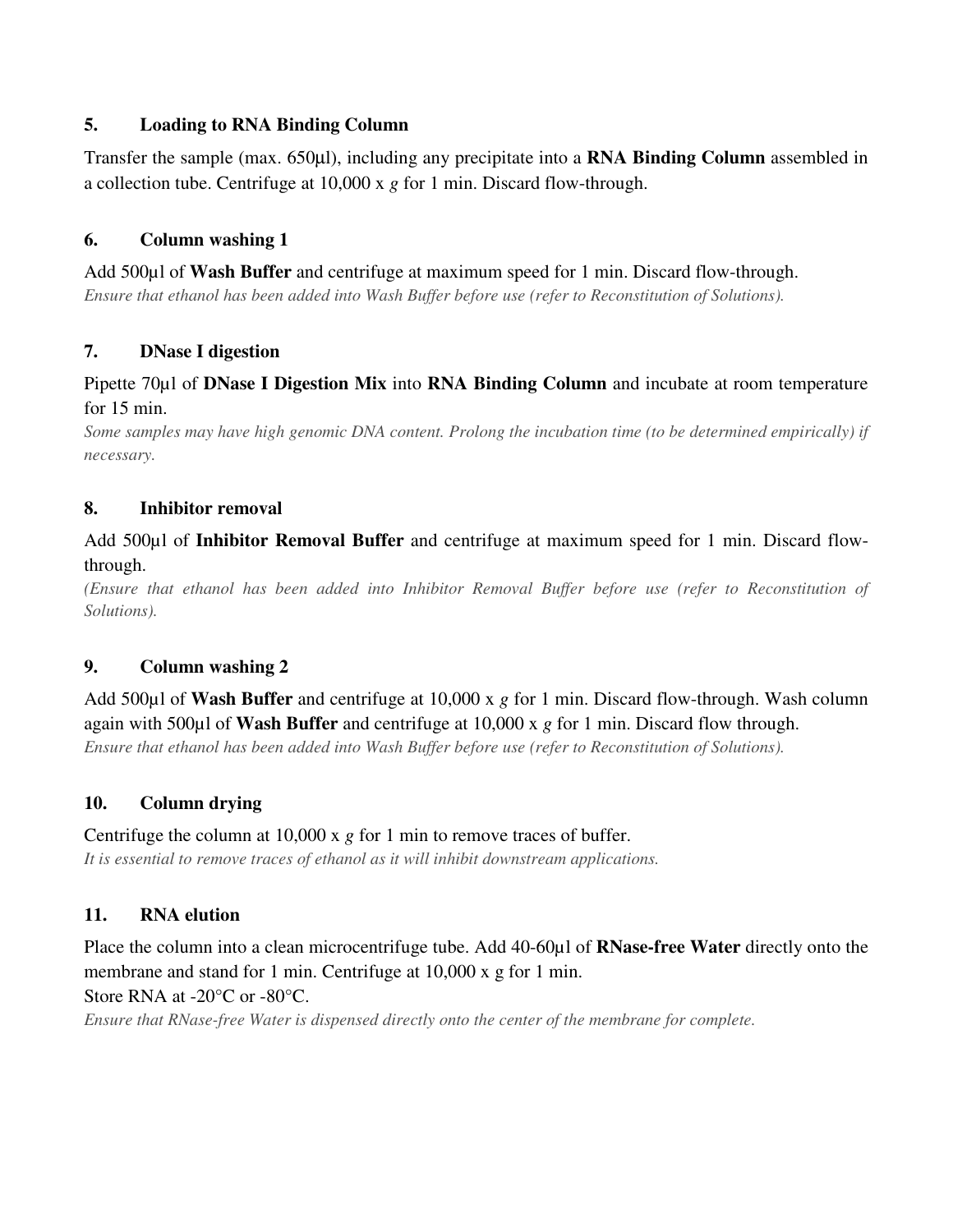### 5. Loading to RNA Binding Column

Transfer the sample (max. 650µl), including any precipitate into a **RNA Binding Column** assembled in a collection tube. Centrifuge at 10,000 x *g* for 1 min. Discard flow-through.

### 6. Column washing 1

Add 500µl of **Wash Buffer** and centrifuge at maximum speed for 1 min. Discard flow-through.
*Ensure that ethanol has been added into Wash Buffer before use (refer to Reconstitution of Solutions).*

### 7. DNase I digestion

Pipette 70µl of **DNase I Digestion Mix** into **RNA Binding Column** and incubate at room temperature for 15 min.
*Some samples may have high genomic DNA content. Prolong the incubation time (to be determined empirically) if necessary.*

### 8. Inhibitor removal

Add 500µl of **Inhibitor Removal Buffer** and centrifuge at maximum speed for 1 min. Discard flow-through.
*(Ensure that ethanol has been added into Inhibitor Removal Buffer before use (refer to Reconstitution of Solutions).*

### 9. Column washing 2

Add 500µl of **Wash Buffer** and centrifuge at 10,000 x *g* for 1 min. Discard flow-through. Wash column again with 500µl of **Wash Buffer** and centrifuge at 10,000 x *g* for 1 min. Discard flow through.
*Ensure that ethanol has been added into Wash Buffer before use (refer to Reconstitution of Solutions).*

### 10. Column drying

Centrifuge the column at 10,000 x *g* for 1 min to remove traces of buffer.
*It is essential to remove traces of ethanol as it will inhibit downstream applications.*

### 11. RNA elution

Place the column into a clean microcentrifuge tube. Add 40-60µl of **RNase-free Water** directly onto the membrane and stand for 1 min. Centrifuge at 10,000 x g for 1 min.
Store RNA at -20°C or -80°C.
*Ensure that RNase-free Water is dispensed directly onto the center of the membrane for complete.*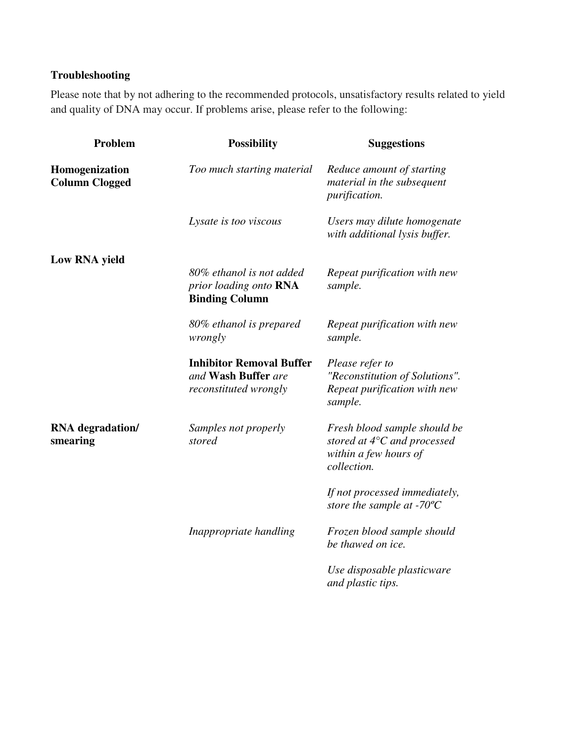## Troubleshooting

Please note that by not adhering to the recommended protocols, unsatisfactory results related to yield and quality of DNA may occur. If problems arise, please refer to the following:

| Problem | Possibility | Suggestions |
| --- | --- | --- |
| **Homogenization Column Clogged** | *Too much starting material* | *Reduce amount of starting material in the subsequent purification.* |
| | *Lysate is too viscous* | *Users may dilute homogenate with additional lysis buffer.* |
| **Low RNA yield** | *80% ethanol is not added prior loading onto* **RNA Binding Column** | *Repeat purification with new sample.* |
| | *80% ethanol is prepared wrongly* | *Repeat purification with new sample.* |
| | **Inhibitor Removal Buffer** *and* **Wash Buffer** *are reconstituted wrongly* | *Please refer to "Reconstitution of Solutions". Repeat purification with new sample.* |
| **RNA degradation/ smearing** | *Samples not properly stored* | *Fresh blood sample should be stored at 4°C and processed within a few hours of collection.* |
| | | *If not processed immediately, store the sample at -70ºC* |
| | *Inappropriate handling* | *Frozen blood sample should be thawed on ice.* |
| | | *Use disposable plasticware and plastic tips.* |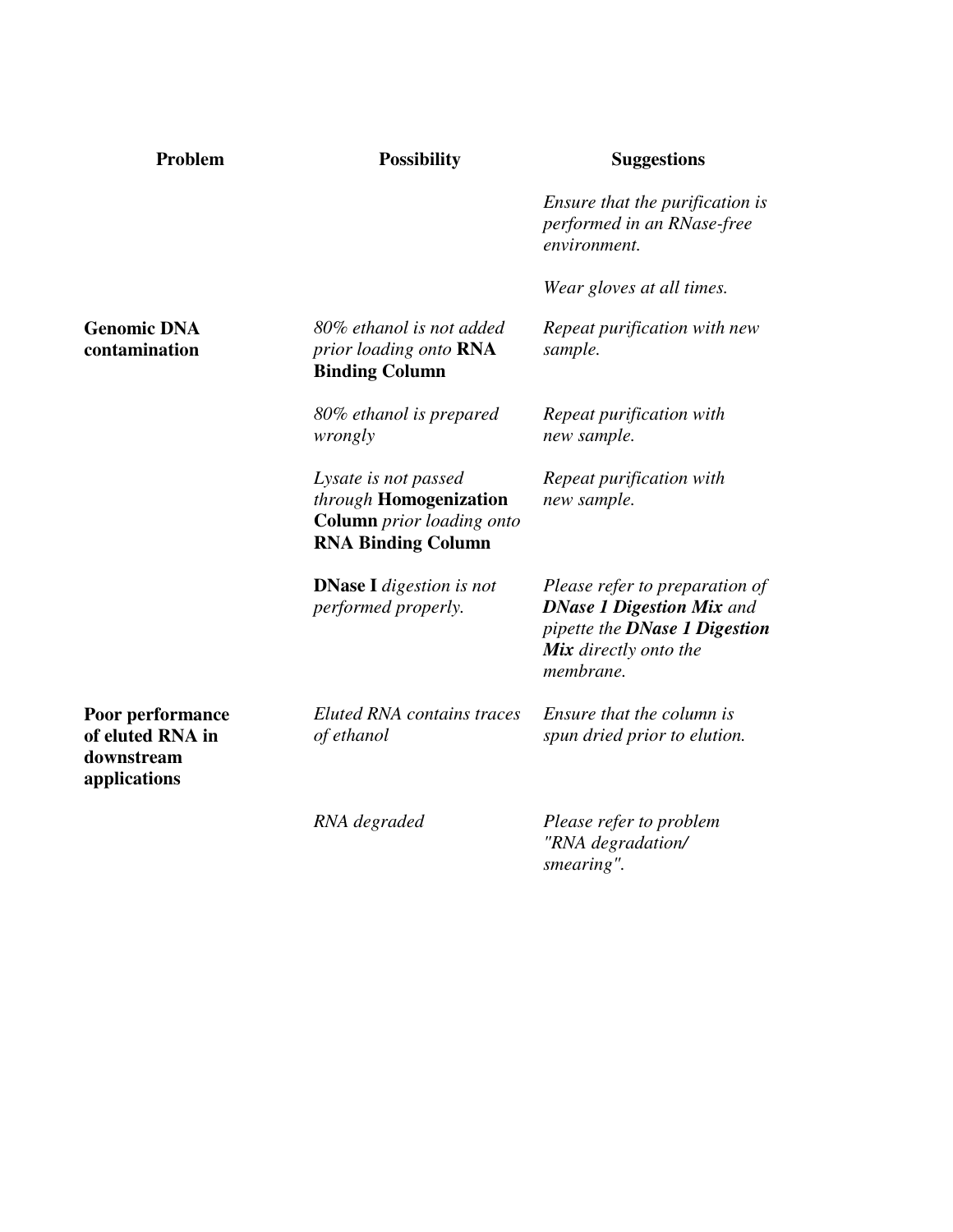| Problem | Possibility | Suggestions |
| --- | --- | --- |
| | | *Ensure that the purification is performed in an RNase-free environment.*<br><br>*Wear gloves at all times.* |
| **Genomic DNA contamination** | *80% ethanol is not added prior loading onto* **RNA Binding Column** | *Repeat purification with new sample.* |
| | *80% ethanol is prepared wrongly* | *Repeat purification with new sample.* |
| | *Lysate is not passed through* **Homogenization Column** *prior loading onto* **RNA Binding Column** | *Repeat purification with new sample.* |
| | **DNase I** *digestion is not performed properly.* | *Please refer to preparation of* ***DNase 1 Digestion Mix*** *and pipette the* ***DNase 1 Digestion Mix*** *directly onto the membrane.* |
| **Poor performance of eluted RNA in downstream applications** | *Eluted RNA contains traces of ethanol* | *Ensure that the column is spun dried prior to elution.* |
| | *RNA degraded* | *Please refer to problem "RNA degradation/ smearing".* |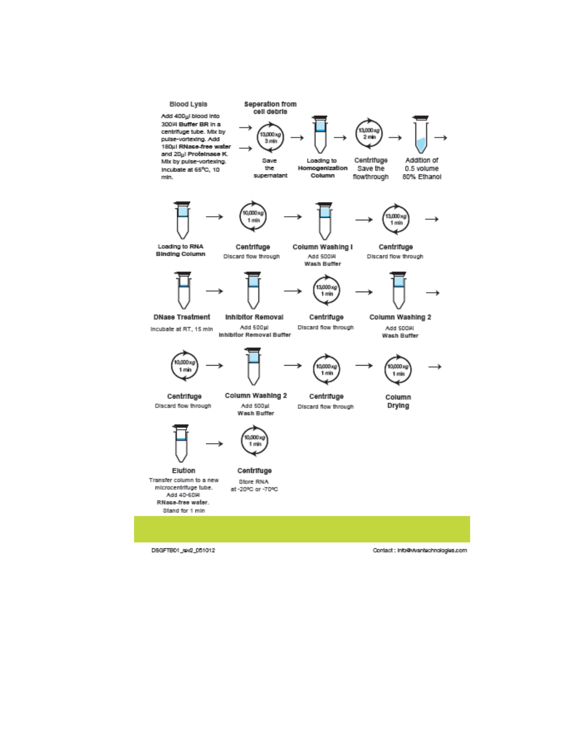**Blood Lysis**

Add 400µl blood into 300µl **Buffer BR** in a centrifuge tube. Mix by pulse-vortexing. Add 180µl **RNase-free water** and 20µl **Proteinase K**. Mix by pulse-vortexing. Incubate at 65°C, 10 min.

→

**Seperation from cell debris**

13,000xg 3 min

Save the supernatant

→

**Loading to Homogenization Column**

→

13,000xg 2 min

Centrifuge Save the flowthrough

→

Addition of 0.5 volume 80% Ethanol

→

**Loading to RNA Binding Column**

→

10,000xg 1 min

**Centrifuge** Discard flow through

→

**Column Washing I** Add 500µl **Wash Buffer**

→

13,000xg 1 min

**Centrifuge** Discard flow through

→

**DNase Treatment** Incubate at RT, 15 min

→

**Inhibitor Removal** Add 500µl **Inhibitor Removal Buffer**

→

13,000xg 1 min

**Centrifuge** Discard flow through

→

**Column Washing 2** Add 500µl **Wash Buffer**

→

10,000xg 1 min

**Centrifuge** Discard flow through

→

**Column Washing 2** Add 500µl **Wash Buffer**

→

10,000xg 1 min

**Centrifuge** Discard flow through

→

10,000xg 1 min

**Column Drying**

→

**Elution** Transfer column to a new microcentrifuge tube. Add 40-60µl **RNase-free water**. Stand for 1 min

→

10,000xg 1 min

**Centrifuge** Store RNA at -20°C or -70°C

DSGFTB01_rev2_051012

Contact : info@viviantechnologies.com